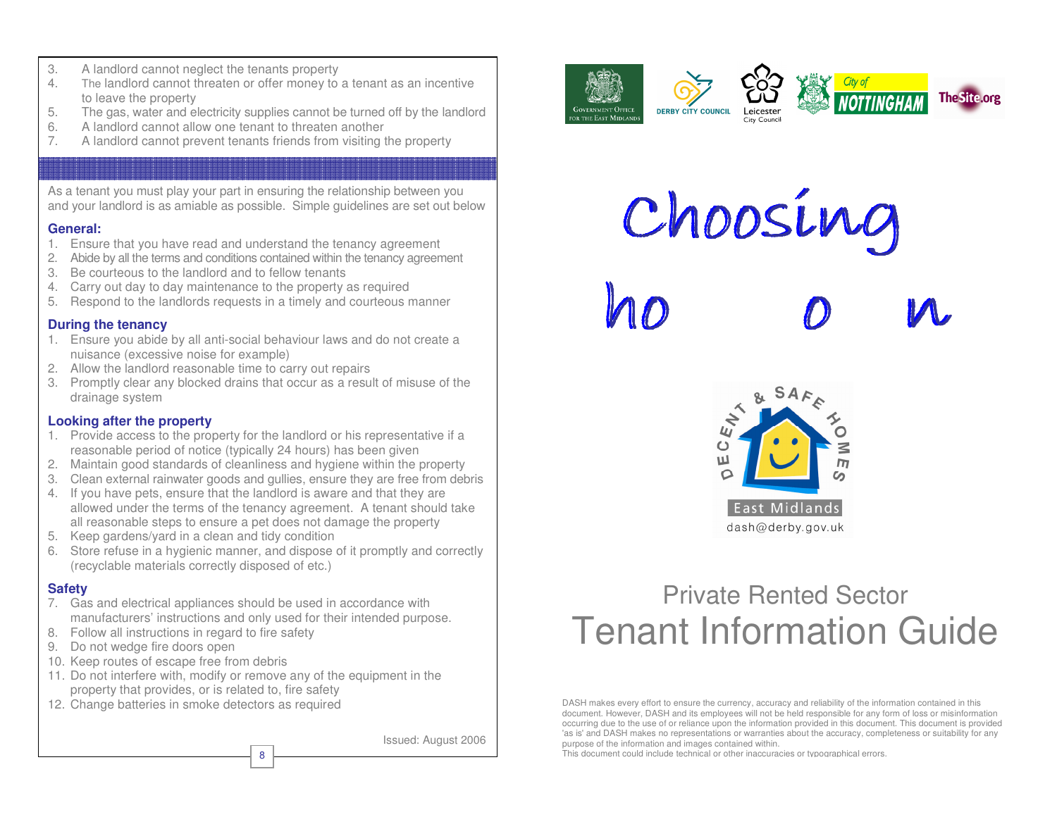3. A landlord cannot neglect the tenants property
4. The landlord cannot threaten or offer money to a tenant as an incentive to leave the property
5. The gas, water and electricity supplies cannot be turned off by the landlord
6. A landlord cannot allow one tenant to threaten another
7. A landlord cannot prevent tenants friends from visiting the property

As a tenant you must play your part in ensuring the relationship between you and your landlord is as amiable as possible. Simple guidelines are set out below

### General:

1. Ensure that you have read and understand the tenancy agreement
2. Abide by all the terms and conditions contained within the tenancy agreement
3. Be courteous to the landlord and to fellow tenants
4. Carry out day to day maintenance to the property as required
5. Respond to the landlords requests in a timely and courteous manner

### During the tenancy

1. Ensure you abide by all anti-social behaviour laws and do not create a nuisance (excessive noise for example)
2. Allow the landlord reasonable time to carry out repairs
3. Promptly clear any blocked drains that occur as a result of misuse of the drainage system

### Looking after the property

1. Provide access to the property for the landlord or his representative if a reasonable period of notice (typically 24 hours) has been given
2. Maintain good standards of cleanliness and hygiene within the property
3. Clean external rainwater goods and gullies, ensure they are free from debris
4. If you have pets, ensure that the landlord is aware and that they are allowed under the terms of the tenancy agreement. A tenant should take all reasonable steps to ensure a pet does not damage the property
5. Keep gardens/yard in a clean and tidy condition
6. Store refuse in a hygienic manner, and dispose of it promptly and correctly (recyclable materials correctly disposed of etc.)

### Safety

7. Gas and electrical appliances should be used in accordance with manufacturers' instructions and only used for their intended purpose.
8. Follow all instructions in regard to fire safety
9. Do not wedge fire doors open
10. Keep routes of escape free from debris
11. Do not interfere with, modify or remove any of the equipment in the property that provides, or is related to, fire safety
12. Change batteries in smoke detectors as required

Issued: August 2006

Government Office for the East Midlands | Derby City Council | Leicester City Council | City of Nottingham | TheSite.org

# Choosing ho o n

Decent & Safe Homes East Midlands
dash@derby.gov.uk

## Private Rented Sector
# Tenant Information Guide

DASH makes every effort to ensure the currency, accuracy and reliability of the information contained in this document. However, DASH and its employees will not be held responsible for any form of loss or misinformation occurring due to the use of or reliance upon the information provided in this document. This document is provided 'as is' and DASH makes no representations or warranties about the accuracy, completeness or suitability for any purpose of the information and images contained within.
This document could include technical or other inaccuracies or typographical errors.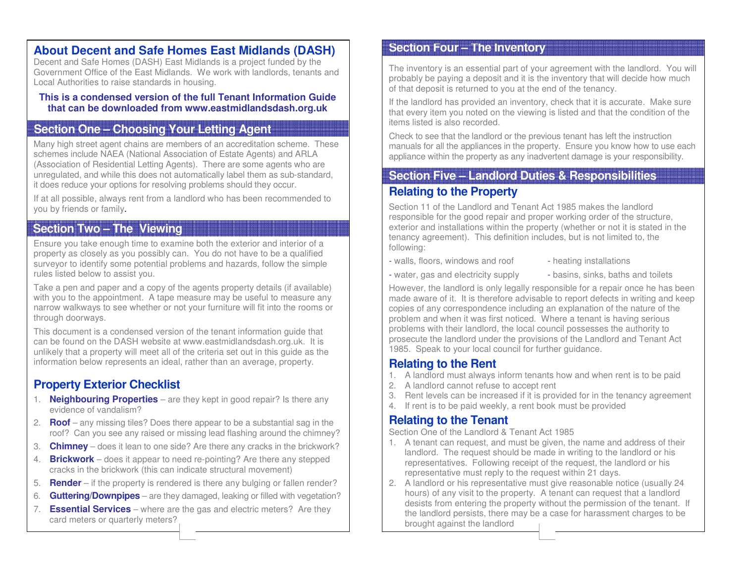## About Decent and Safe Homes East Midlands (DASH)

Decent and Safe Homes (DASH) East Midlands is a project funded by the Government Office of the East Midlands. We work with landlords, tenants and Local Authorities to raise standards in housing.

**This is a condensed version of the full Tenant Information Guide that can be downloaded from www.eastmidlandsdash.org.uk**

## Section One – Choosing Your Letting Agent

Many high street agent chains are members of an accreditation scheme. These schemes include NAEA (National Association of Estate Agents) and ARLA (Association of Residential Letting Agents). There are some agents who are unregulated, and while this does not automatically label them as sub-standard, it does reduce your options for resolving problems should they occur.

If at all possible, always rent from a landlord who has been recommended to you by friends or family.

## Section Two – The Viewing

Ensure you take enough time to examine both the exterior and interior of a property as closely as you possibly can. You do not have to be a qualified surveyor to identify some potential problems and hazards, follow the simple rules listed below to assist you.

Take a pen and paper and a copy of the agents property details (if available) with you to the appointment. A tape measure may be useful to measure any narrow walkways to see whether or not your furniture will fit into the rooms or through doorways.

This document is a condensed version of the tenant information guide that can be found on the DASH website at www.eastmidlandsdash.org.uk. It is unlikely that a property will meet all of the criteria set out in this guide as the information below represents an ideal, rather than an average, property.

### Property Exterior Checklist

1. **Neighbouring Properties** – are they kept in good repair? Is there any evidence of vandalism?
2. **Roof** – any missing tiles? Does there appear to be a substantial sag in the roof? Can you see any raised or missing lead flashing around the chimney?
3. **Chimney** – does it lean to one side? Are there any cracks in the brickwork?
4. **Brickwork** – does it appear to need re-pointing? Are there any stepped cracks in the brickwork (this can indicate structural movement)
5. **Render** – if the property is rendered is there any bulging or fallen render?
6. **Guttering/Downpipes** – are they damaged, leaking or filled with vegetation?
7. **Essential Services** – where are the gas and electric meters? Are they card meters or quarterly meters?

## Section Four – The Inventory

The inventory is an essential part of your agreement with the landlord. You will probably be paying a deposit and it is the inventory that will decide how much of that deposit is returned to you at the end of the tenancy.

If the landlord has provided an inventory, check that it is accurate. Make sure that every item you noted on the viewing is listed and that the condition of the items listed is also recorded.

Check to see that the landlord or the previous tenant has left the instruction manuals for all the appliances in the property. Ensure you know how to use each appliance within the property as any inadvertent damage is your responsibility.

## Section Five – Landlord Duties & Responsibilities

### Relating to the Property

Section 11 of the Landlord and Tenant Act 1985 makes the landlord responsible for the good repair and proper working order of the structure, exterior and installations within the property (whether or not it is stated in the tenancy agreement). This definition includes, but is not limited to, the following:

- walls, floors, windows and roof
- heating installations
- water, gas and electricity supply
- basins, sinks, baths and toilets

However, the landlord is only legally responsible for a repair once he has been made aware of it. It is therefore advisable to report defects in writing and keep copies of any correspondence including an explanation of the nature of the problem and when it was first noticed. Where a tenant is having serious problems with their landlord, the local council possesses the authority to prosecute the landlord under the provisions of the Landlord and Tenant Act 1985. Speak to your local council for further guidance.

### Relating to the Rent

1. A landlord must always inform tenants how and when rent is to be paid
2. A landlord cannot refuse to accept rent
3. Rent levels can be increased if it is provided for in the tenancy agreement
4. If rent is to be paid weekly, a rent book must be provided

### Relating to the Tenant

Section One of the Landlord & Tenant Act 1985

1. A tenant can request, and must be given, the name and address of their landlord. The request should be made in writing to the landlord or his representatives. Following receipt of the request, the landlord or his representative must reply to the request within 21 days.
2. A landlord or his representative must give reasonable notice (usually 24 hours) of any visit to the property. A tenant can request that a landlord desists from entering the property without the permission of the tenant. If the landlord persists, there may be a case for harassment charges to be brought against the landlord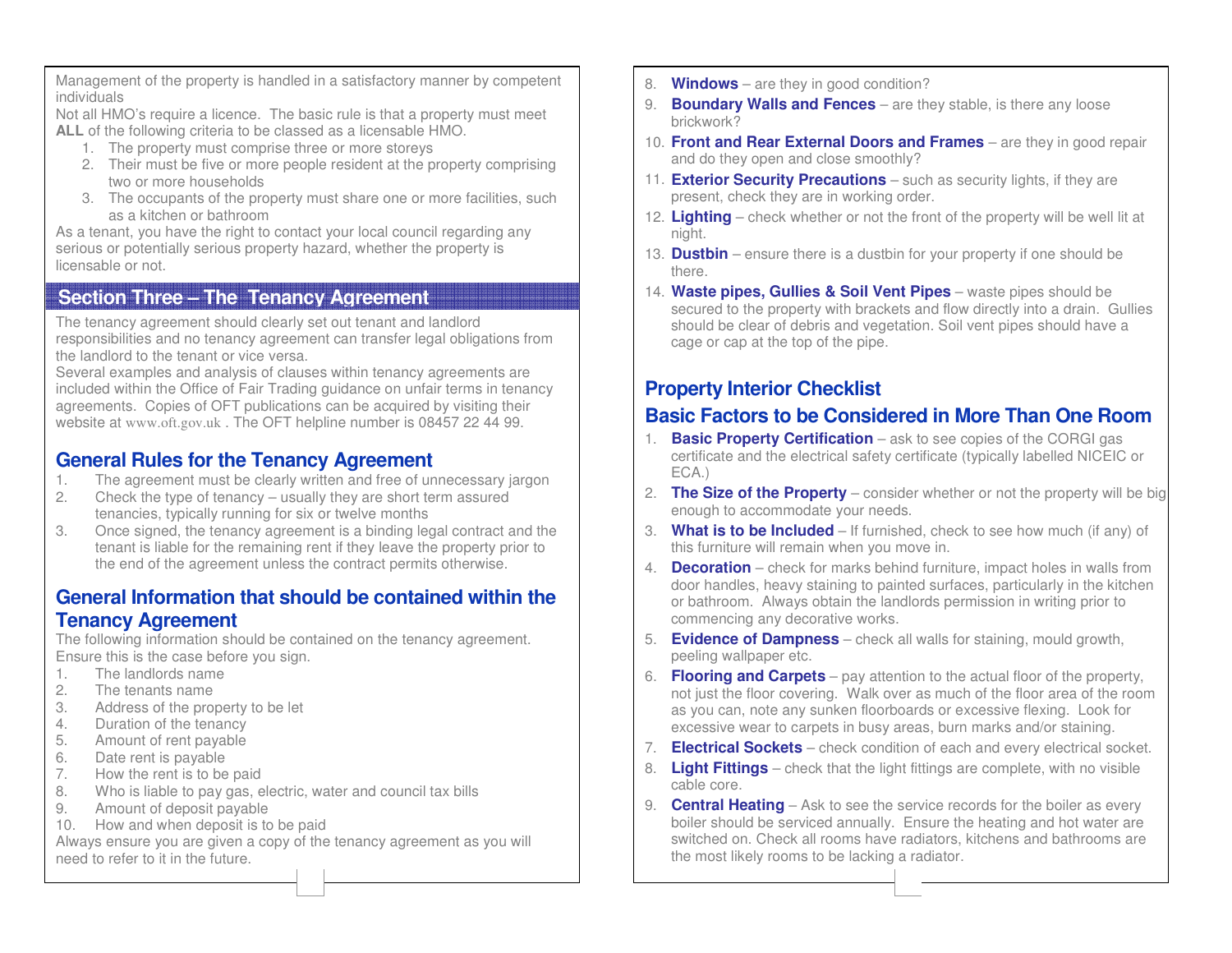Management of the property is handled in a satisfactory manner by competent individuals

Not all HMO's require a licence. The basic rule is that a property must meet **ALL** of the following criteria to be classed as a licensable HMO.

1. The property must comprise three or more storeys
2. Their must be five or more people resident at the property comprising two or more households
3. The occupants of the property must share one or more facilities, such as a kitchen or bathroom

As a tenant, you have the right to contact your local council regarding any serious or potentially serious property hazard, whether the property is licensable or not.

## Section Three – The Tenancy Agreement

The tenancy agreement should clearly set out tenant and landlord responsibilities and no tenancy agreement can transfer legal obligations from the landlord to the tenant or vice versa.

Several examples and analysis of clauses within tenancy agreements are included within the Office of Fair Trading guidance on unfair terms in tenancy agreements. Copies of OFT publications can be acquired by visiting their website at www.oft.gov.uk . The OFT helpline number is 08457 22 44 99.

### General Rules for the Tenancy Agreement

1. The agreement must be clearly written and free of unnecessary jargon
2. Check the type of tenancy – usually they are short term assured tenancies, typically running for six or twelve months
3. Once signed, the tenancy agreement is a binding legal contract and the tenant is liable for the remaining rent if they leave the property prior to the end of the agreement unless the contract permits otherwise.

### General Information that should be contained within the Tenancy Agreement

The following information should be contained on the tenancy agreement. Ensure this is the case before you sign.

1. The landlords name
2. The tenants name
3. Address of the property to be let
4. Duration of the tenancy
5. Amount of rent payable
6. Date rent is payable
7. How the rent is to be paid
8. Who is liable to pay gas, electric, water and council tax bills
9. Amount of deposit payable
10. How and when deposit is to be paid

Always ensure you are given a copy of the tenancy agreement as you will need to refer to it in the future.

8. **Windows** – are they in good condition?
9. **Boundary Walls and Fences** – are they stable, is there any loose brickwork?
10. **Front and Rear External Doors and Frames** – are they in good repair and do they open and close smoothly?
11. **Exterior Security Precautions** – such as security lights, if they are present, check they are in working order.
12. **Lighting** – check whether or not the front of the property will be well lit at night.
13. **Dustbin** – ensure there is a dustbin for your property if one should be there.
14. **Waste pipes, Gullies & Soil Vent Pipes** – waste pipes should be secured to the property with brackets and flow directly into a drain. Gullies should be clear of debris and vegetation. Soil vent pipes should have a cage or cap at the top of the pipe.

### Property Interior Checklist

### Basic Factors to be Considered in More Than One Room

1. **Basic Property Certification** – ask to see copies of the CORGI gas certificate and the electrical safety certificate (typically labelled NICEIC or ECA.)
2. **The Size of the Property** – consider whether or not the property will be big enough to accommodate your needs.
3. **What is to be Included** – If furnished, check to see how much (if any) of this furniture will remain when you move in.
4. **Decoration** – check for marks behind furniture, impact holes in walls from door handles, heavy staining to painted surfaces, particularly in the kitchen or bathroom. Always obtain the landlords permission in writing prior to commencing any decorative works.
5. **Evidence of Dampness** – check all walls for staining, mould growth, peeling wallpaper etc.
6. **Flooring and Carpets** – pay attention to the actual floor of the property, not just the floor covering. Walk over as much of the floor area of the room as you can, note any sunken floorboards or excessive flexing. Look for excessive wear to carpets in busy areas, burn marks and/or staining.
7. **Electrical Sockets** – check condition of each and every electrical socket.
8. **Light Fittings** – check that the light fittings are complete, with no visible cable core.
9. **Central Heating** – Ask to see the service records for the boiler as every boiler should be serviced annually. Ensure the heating and hot water are switched on. Check all rooms have radiators, kitchens and bathrooms are the most likely rooms to be lacking a radiator.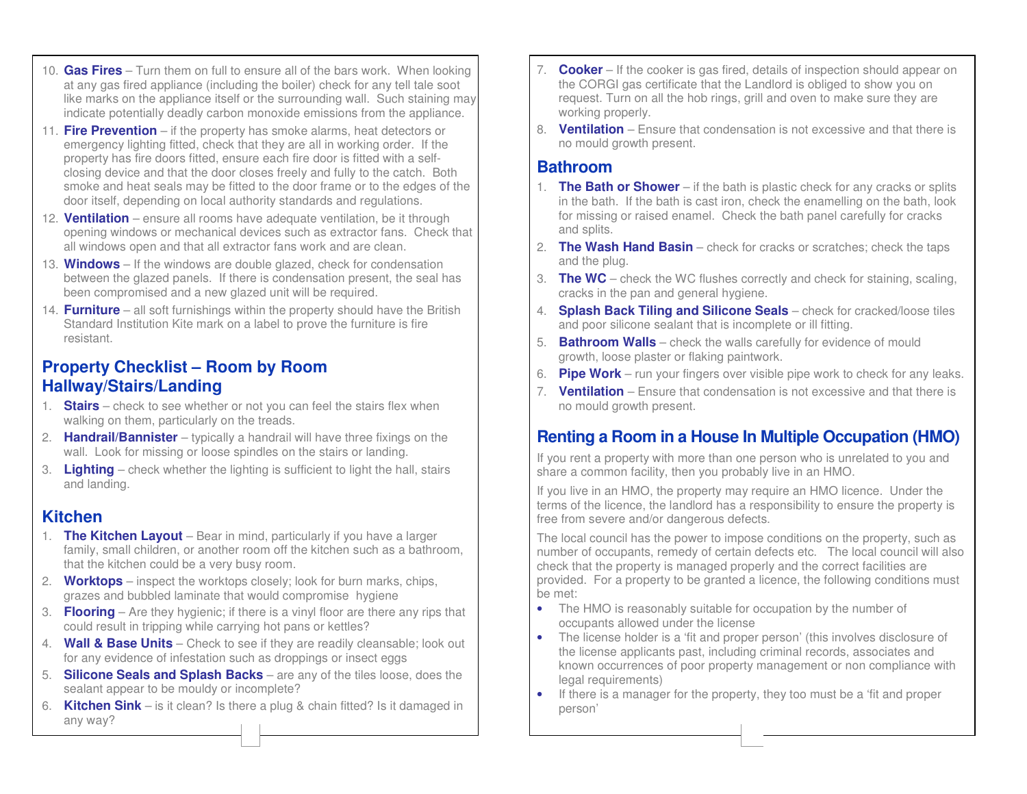10. **Gas Fires** – Turn them on full to ensure all of the bars work. When looking at any gas fired appliance (including the boiler) check for any tell tale soot like marks on the appliance itself or the surrounding wall. Such staining may indicate potentially deadly carbon monoxide emissions from the appliance.
11. **Fire Prevention** – if the property has smoke alarms, heat detectors or emergency lighting fitted, check that they are all in working order. If the property has fire doors fitted, ensure each fire door is fitted with a self-closing device and that the door closes freely and fully to the catch. Both smoke and heat seals may be fitted to the door frame or to the edges of the door itself, depending on local authority standards and regulations.
12. **Ventilation** – ensure all rooms have adequate ventilation, be it through opening windows or mechanical devices such as extractor fans. Check that all windows open and that all extractor fans work and are clean.
13. **Windows** – If the windows are double glazed, check for condensation between the glazed panels. If there is condensation present, the seal has been compromised and a new glazed unit will be required.
14. **Furniture** – all soft furnishings within the property should have the British Standard Institution Kite mark on a label to prove the furniture is fire resistant.

## Property Checklist – Room by Room

## Hallway/Stairs/Landing

1. **Stairs** – check to see whether or not you can feel the stairs flex when walking on them, particularly on the treads.
2. **Handrail/Bannister** – typically a handrail will have three fixings on the wall. Look for missing or loose spindles on the stairs or landing.
3. **Lighting** – check whether the lighting is sufficient to light the hall, stairs and landing.

## Kitchen

1. **The Kitchen Layout** – Bear in mind, particularly if you have a larger family, small children, or another room off the kitchen such as a bathroom, that the kitchen could be a very busy room.
2. **Worktops** – inspect the worktops closely; look for burn marks, chips, grazes and bubbled laminate that would compromise hygiene
3. **Flooring** – Are they hygienic; if there is a vinyl floor are there any rips that could result in tripping while carrying hot pans or kettles?
4. **Wall & Base Units** – Check to see if they are readily cleansable; look out for any evidence of infestation such as droppings or insect eggs
5. **Silicone Seals and Splash Backs** – are any of the tiles loose, does the sealant appear to be mouldy or incomplete?
6. **Kitchen Sink** – is it clean? Is there a plug & chain fitted? Is it damaged in any way?
7. **Cooker** – If the cooker is gas fired, details of inspection should appear on the CORGI gas certificate that the Landlord is obliged to show you on request. Turn on all the hob rings, grill and oven to make sure they are working properly.
8. **Ventilation** – Ensure that condensation is not excessive and that there is no mould growth present.

## Bathroom

1. **The Bath or Shower** – if the bath is plastic check for any cracks or splits in the bath. If the bath is cast iron, check the enamelling on the bath, look for missing or raised enamel. Check the bath panel carefully for cracks and splits.
2. **The Wash Hand Basin** – check for cracks or scratches; check the taps and the plug.
3. **The WC** – check the WC flushes correctly and check for staining, scaling, cracks in the pan and general hygiene.
4. **Splash Back Tiling and Silicone Seals** – check for cracked/loose tiles and poor silicone sealant that is incomplete or ill fitting.
5. **Bathroom Walls** – check the walls carefully for evidence of mould growth, loose plaster or flaking paintwork.
6. **Pipe Work** – run your fingers over visible pipe work to check for any leaks.
7. **Ventilation** – Ensure that condensation is not excessive and that there is no mould growth present.

## Renting a Room in a House In Multiple Occupation (HMO)

If you rent a property with more than one person who is unrelated to you and share a common facility, then you probably live in an HMO.

If you live in an HMO, the property may require an HMO licence. Under the terms of the licence, the landlord has a responsibility to ensure the property is free from severe and/or dangerous defects.

The local council has the power to impose conditions on the property, such as number of occupants, remedy of certain defects etc. The local council will also check that the property is managed properly and the correct facilities are provided. For a property to be granted a licence, the following conditions must be met:

- The HMO is reasonably suitable for occupation by the number of occupants allowed under the license
- The license holder is a 'fit and proper person' (this involves disclosure of the license applicants past, including criminal records, associates and known occurrences of poor property management or non compliance with legal requirements)
- If there is a manager for the property, they too must be a 'fit and proper person'